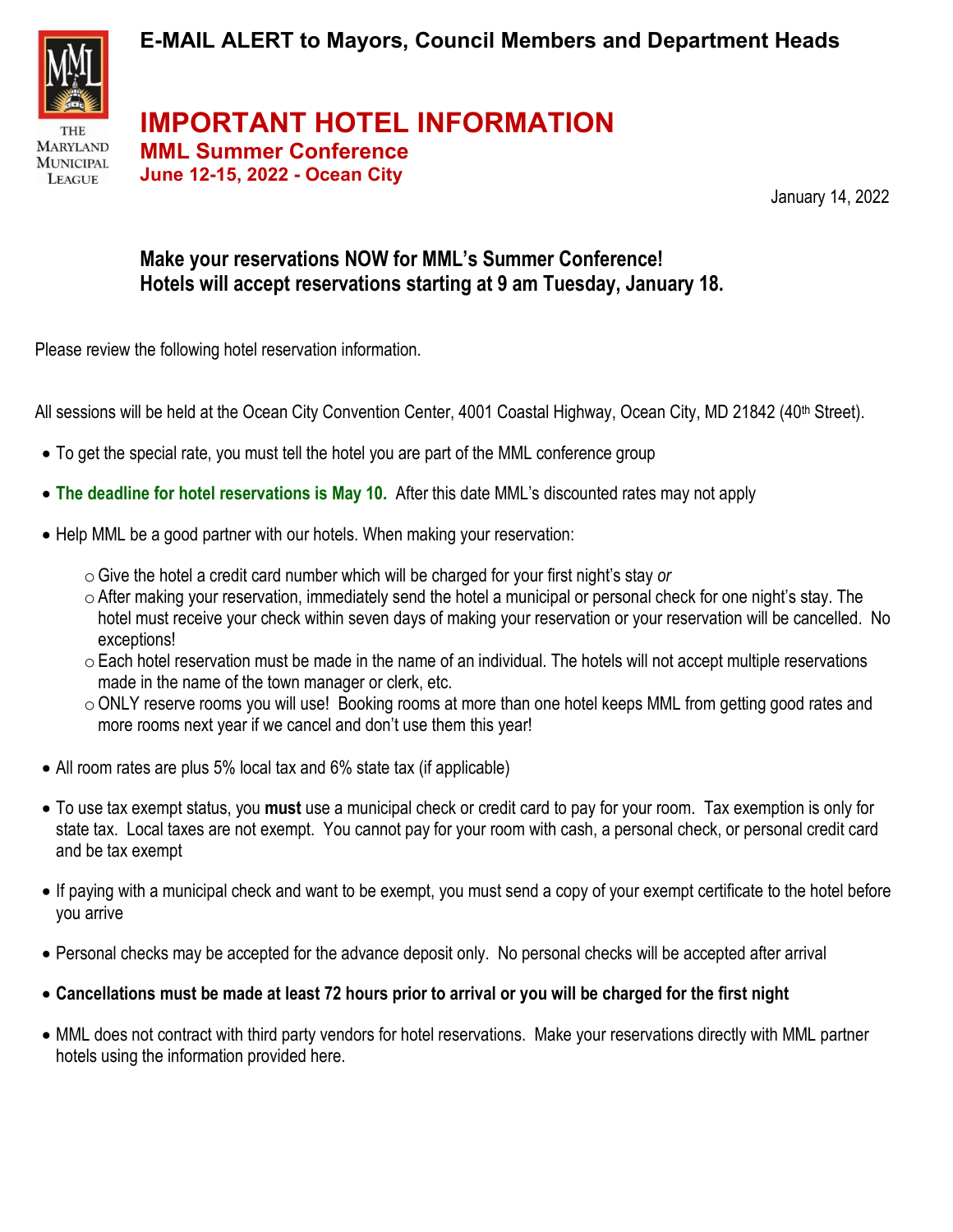THE MARYLAND MUNICIPAL LEAGUE

## E-MAIL ALERT to Mayors, Council Members and Department Heads

# IMPORTANT HOTEL INFORMATION

## MML Summer Conference

### June 12-15, 2022 - Ocean City

January 14, 2022

**Make your reservations NOW for MML's Summer Conference!**
**Hotels will accept reservations starting at 9 am Tuesday, January 18.**

Please review the following hotel reservation information.

All sessions will be held at the Ocean City Convention Center, 4001 Coastal Highway, Ocean City, MD 21842 (40th Street).

- To get the special rate, you must tell the hotel you are part of the MML conference group
- **The deadline for hotel reservations is May 10.** After this date MML's discounted rates may not apply
- Help MML be a good partner with our hotels. When making your reservation:
  - Give the hotel a credit card number which will be charged for your first night's stay *or*
  - After making your reservation, immediately send the hotel a municipal or personal check for one night's stay. The hotel must receive your check within seven days of making your reservation or your reservation will be cancelled. No exceptions!
  - Each hotel reservation must be made in the name of an individual. The hotels will not accept multiple reservations made in the name of the town manager or clerk, etc.
  - ONLY reserve rooms you will use! Booking rooms at more than one hotel keeps MML from getting good rates and more rooms next year if we cancel and don't use them this year!
- All room rates are plus 5% local tax and 6% state tax (if applicable)
- To use tax exempt status, you **must** use a municipal check or credit card to pay for your room. Tax exemption is only for state tax. Local taxes are not exempt. You cannot pay for your room with cash, a personal check, or personal credit card and be tax exempt
- If paying with a municipal check and want to be exempt, you must send a copy of your exempt certificate to the hotel before you arrive
- Personal checks may be accepted for the advance deposit only. No personal checks will be accepted after arrival
- **Cancellations must be made at least 72 hours prior to arrival or you will be charged for the first night**
- MML does not contract with third party vendors for hotel reservations. Make your reservations directly with MML partner hotels using the information provided here.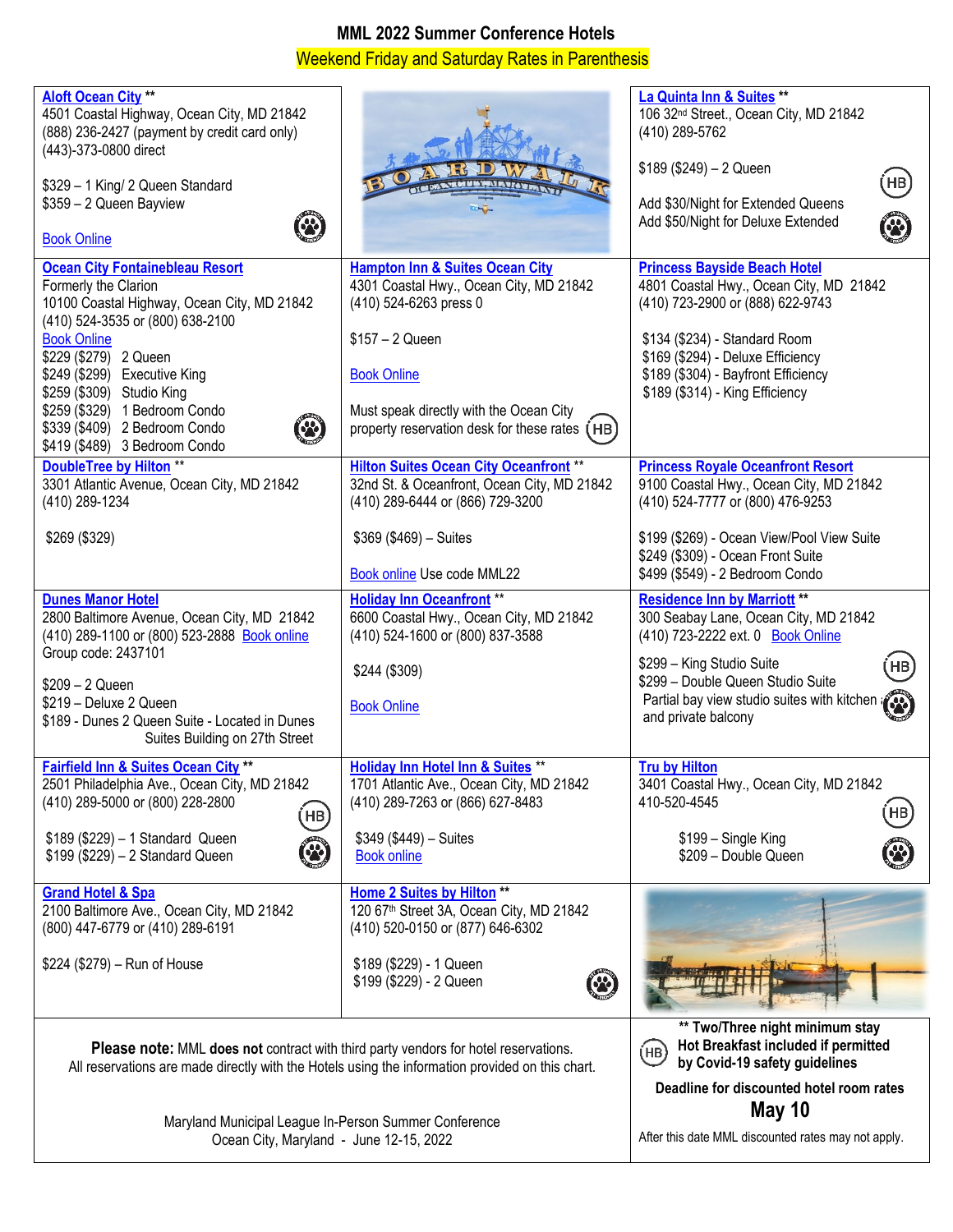# MML 2022 Summer Conference Hotels

Weekend Friday and Saturday Rates in Parenthesis

**Aloft Ocean City** **
4501 Coastal Highway, Ocean City, MD 21842
(888) 236-2427 (payment by credit card only)
(443)-373-0800 direct

$329 – 1 King/ 2 Queen Standard
$359 – 2 Queen Bayview

Book Online

**La Quinta Inn & Suites** **
106 32nd Street., Ocean City, MD 21842
(410) 289-5762

$189 ($249) – 2 Queen

Add $30/Night for Extended Queens
Add $50/Night for Deluxe Extended

HB

**Ocean City Fontainebleau Resort**
Formerly the Clarion
10100 Coastal Highway, Ocean City, MD 21842
(410) 524-3535 or (800) 638-2100
Book Online
$229 ($279) 2 Queen
$249 ($299) Executive King
$259 ($309) Studio King
$259 ($329) 1 Bedroom Condo
$339 ($409) 2 Bedroom Condo
$419 ($489) 3 Bedroom Condo

**Hampton Inn & Suites Ocean City**
4301 Coastal Hwy., Ocean City, MD 21842
(410) 524-6263 press 0

$157 – 2 Queen

Book Online

Must speak directly with the Ocean City property reservation desk for these rates

HB

**Princess Bayside Beach Hotel**
4801 Coastal Hwy., Ocean City, MD 21842
(410) 723-2900 or (888) 622-9743

$134 ($234) - Standard Room
$169 ($294) - Deluxe Efficiency
$189 ($304) - Bayfront Efficiency
$189 ($314) - King Efficiency

**DoubleTree by Hilton** **
3301 Atlantic Ave., Ocean City, MD 21842
(410) 289-1234

$269 ($329)

**Hilton Suites Ocean City Oceanfront** **
32nd St. & Oceanfront, Ocean City, MD 21842
(410) 289-6444 or (866) 729-3200

$369 ($469) – Suites

Book online Use code MML22

**Princess Royale Oceanfront Resort**
9100 Coastal Hwy., Ocean City, MD 21842
(410) 524-7777 or (800) 476-9253

$199 ($269) - Ocean View/Pool View Suite
$249 ($309) - Ocean Front Suite
$499 ($549) - 2 Bedroom Condo

**Dunes Manor Hotel**
2800 Baltimore Avenue, Ocean City, MD 21842
(410) 289-1100 or (800) 523-2888 Book online
Group code: 2437101

$209 – 2 Queen
$219 – Deluxe 2 Queen
$189 - Dunes 2 Queen Suite - Located in Dunes Suites Building on 27th Street

**Holiday Inn Oceanfront** **
6600 Coastal Hwy., Ocean City, MD 21842
(410) 524-1600 or (800) 837-3588

$244 ($309)

Book Online

**Residence Inn by Marriott** **
300 Seabay Lane, Ocean City, MD 21842
(410) 723-2222 ext. 0 Book Online

$299 – King Studio Suite
$299 – Double Queen Studio Suite
Partial bay view studio suites with kitchen and private balcony

HB

**Fairfield Inn & Suites Ocean City**
2501 Philadelphia Ave., Ocean City, MD 21842
(410) 289-5000 or (800) 228-2800

$189 ($229) – 1 Standard Queen
$199 ($229) – 2 Standard Queen

HB

**Holiday Inn Hotel Inn & Suites** **
1701 Atlantic Ave., Ocean City, MD 21842
(410) 289-7263 or (866) 627-8483

$349 ($449) – Suites
Book online

**Tru by Hilton**
3401 Coastal Hwy., Ocean City, MD 21842
410-520-4545

$199 – Single King
$209 – Double Queen

HB

**Grand Hotel & Spa**
2100 Baltimore Ave., Ocean City, MD 21842
(800) 447-6779 or (410) 289-6191

$224 ($279) – Run of House

**Home 2 Suites by Hilton** **
120 67th Street 3A, Ocean City, MD 21842
(410) 520-0150 or (877) 646-6302

$189 ($229) - 1 Queen
$199 ($229) - 2 Queen

**Please note:** MML **does not** contract with third party vendors for hotel reservations.
All reservations are made directly with the Hotels using the information provided on this chart.

Maryland Municipal League In-Person Summer Conference
Ocean City, Maryland - June 12-15, 2022

**** Two/Three night minimum stay**

**HB Hot Breakfast included if permitted by Covid-19 safety guidelines**

**Deadline for discounted hotel room rates**

**May 10**

After this date MML discounted rates may not apply.